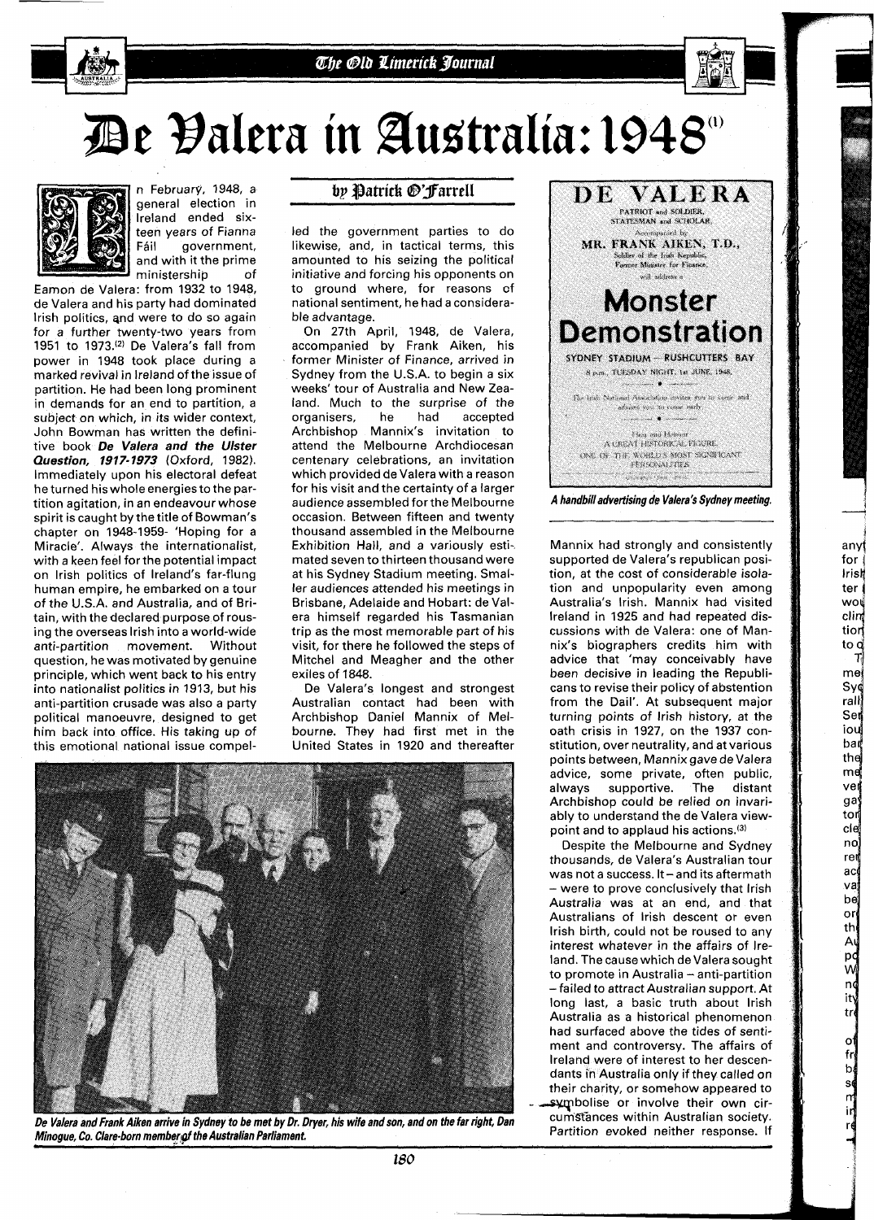# De Valera in Australia: 1948[1]

**by Patrick O'Farrell**

In February, 1948, a general election in Ireland ended sixteen years of Fianna Fáil government, and with it the prime ministership of Eamon de Valera: from 1932 to 1948, de Valera and his party had dominated Irish politics, and were to do so again for a further twenty-two years from 1951 to 1973.[2] De Valera's fall from power in 1948 took place during a marked revival in Ireland of the issue of partition. He had been long prominent in demands for an end to partition, a subject on which, in its wider context, John Bowman has written the definitive book ***De Valera and the Ulster Question, 1917-1973*** (Oxford, 1982). Immediately upon his electoral defeat he turned his whole energies to the partition agitation, in an endeavour whose spirit is caught by the title of Bowman's chapter on 1948-1959- 'Hoping for a Miracle'. Always the internationalist, with a keen feel for the potential impact on Irish politics of Ireland's far-flung human empire, he embarked on a tour of the U.S.A. and Australia, and of Britain, with the declared purpose of rousing the overseas Irish into a world-wide anti-partition movement. Without question, he was motivated by genuine principle, which went back to his entry into nationalist politics in 1913, but his anti-partition crusade was also a party political manoeuvre, designed to get him back into office. His taking up of this emotional national issue compelled the government parties to do likewise, and, in tactical terms, this amounted to his seizing the political initiative and forcing his opponents on to ground where, for reasons of national sentiment, he had a considerable advantage.

On 27th April, 1948, de Valera, accompanied by Frank Aiken, his former Minister of Finance, arrived in Sydney from the U.S.A. to begin a six weeks' tour of Australia and New Zealand. Much to the surprise of the organisers, he had accepted Archbishop Mannix's invitation to attend the Melbourne Archdiocesan centenary celebrations, an invitation which provided de Valera with a reason for his visit and the certainty of a larger audience assembled for the Melbourne occasion. Between fifteen and twenty thousand assembled in the Melbourne Exhibition Hall, and a variously estimated seven to thirteen thousand were at his Sydney Stadium meeting. Smaller audiences attended his meetings in Brisbane, Adelaide and Hobart: de Valera himself regarded his Tasmanian trip as the most memorable part of his visit, for there he followed the steps of Mitchel and Meagher and the other exiles of 1848.

De Valera's longest and strongest Australian contact had been with Archbishop Daniel Mannix of Melbourne. They had first met in the United States in 1920 and thereafter Mannix had strongly and consistently supported de Valera's republican position, at the cost of considerable isolation and unpopularity even among Australia's Irish. Mannix had visited Ireland in 1925 and had repeated discussions with de Valera: one of Mannix's biographers credits him with advice that 'may conceivably have been decisive in leading the Republicans to revise their policy of abstention from the Dail'. At subsequent major turning points of Irish history, at the oath crisis in 1927, on the 1937 constitution, over neutrality, and at various points between, Mannix gave de Valera advice, some private, often public, always supportive. The distant Archbishop could be relied on invariably to understand the de Valera viewpoint and to applaud his actions.[3]

DE VALERA
PATRIOT and SOLDIER,
STATESMAN and SCHOLAR.
Accompanied by
MR. FRANK AIKEN, T.D.,
Soldier of the Irish Republic,
Former Minister for Finance,
will address a
**Monster Demonstration**
SYDNEY STADIUM — RUSHCUTTERS BAY
8 p.m., TUESDAY NIGHT, 1st JUNE, 1948.
The Irish National Association invites you to come and advises you to come early.
Hero and Patriot
A GREAT HISTORICAL FIGURE
ONE OF THE WORLD'S MOST SIGNIFICANT PERSONALITIES

*A handbill advertising de Valera's Sydney meeting.*

Despite the Melbourne and Sydney thousands, de Valera's Australian tour was not a success. It – and its aftermath – were to prove conclusively that Irish Australia was at an end, and that Australians of Irish descent or even Irish birth, could not be roused to any interest whatever in the affairs of Ireland. The cause which de Valera sought to promote in Australia – anti-partition – failed to attract Australian support. At long last, a basic truth about Irish Australia as a historical phenomenon had surfaced above the tides of sentiment and controversy. The affairs of Ireland were of interest to her descendants in Australia only if they called on their charity, or somehow appeared to symbolise or involve their own circumstances within Australian society. Partition evoked neither response. If

*De Valera and Frank Aiken arrive in Sydney to be met by Dr. Dryer, his wife and son, and on the far right, Dan Minogue, Co. Clare-born member of the Australian Parliament.*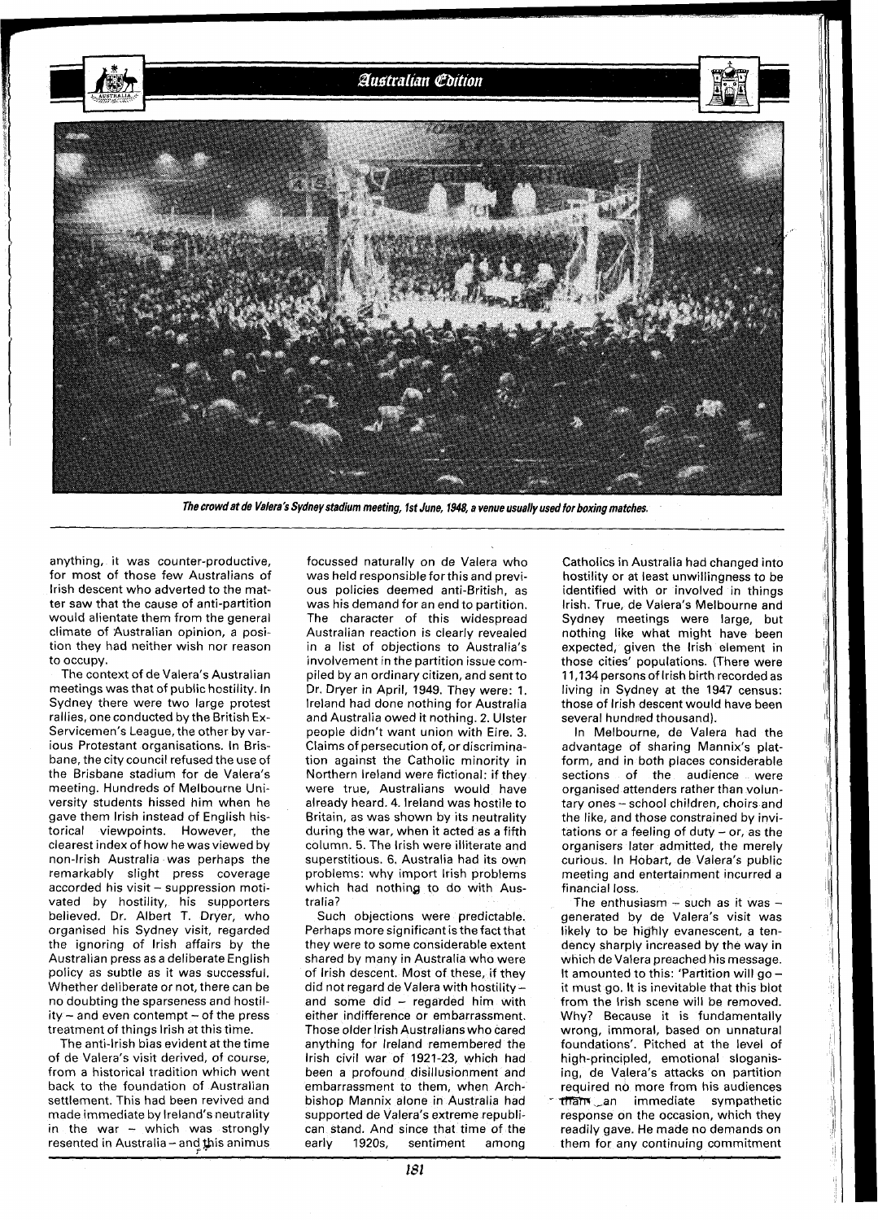*The crowd at de Valera's Sydney stadium meeting, 1st June, 1948, a venue usually used for boxing matches.*

anything, it was counter-productive, for most of those few Australians of Irish descent who adverted to the matter saw that the cause of anti-partition would alientate them from the general climate of Australian opinion, a position they had neither wish nor reason to occupy.

The context of de Valera's Australian meetings was that of public hostility. In Sydney there were two large protest rallies, one conducted by the British Ex-Servicemen's League, the other by various Protestant organisations. In Brisbane, the city council refused the use of the Brisbane stadium for de Valera's meeting. Hundreds of Melbourne University students hissed him when he gave them Irish instead of English historical viewpoints. However, the clearest index of how he was viewed by non-Irish Australia was perhaps the remarkably slight press coverage accorded his visit – suppression motivated by hostility, his supporters believed. Dr. Albert T. Dryer, who organised his Sydney visit, regarded the ignoring of Irish affairs by the Australian press as a deliberate English policy as subtle as it was successful. Whether deliberate or not, there can be no doubting the sparseness and hostility – and even contempt – of the press treatment of things Irish at this time.

The anti-Irish bias evident at the time of de Valera's visit derived, of course, from a historical tradition which went back to the foundation of Australian settlement. This had been revived and made immediate by Ireland's neutrality in the war – which was strongly resented in Australia – and this animus focussed naturally on de Valera who was held responsible for this and previous policies deemed anti-British, as was his demand for an end to partition. The character of this widespread Australian reaction is clearly revealed in a list of objections to Australia's involvement in the partition issue compiled by an ordinary citizen, and sent to Dr. Dryer in April, 1949. They were: 1. Ireland had done nothing for Australia and Australia owed it nothing. 2. Ulster people didn't want union with Eire. 3. Claims of persecution of, or discrimination against the Catholic minority in Northern Ireland were fictional: if they were true, Australians would have already heard. 4. Ireland was hostile to Britain, as was shown by its neutrality during the war, when it acted as a fifth column. 5. The Irish were illiterate and superstitious. 6. Australia had its own problems: why import Irish problems which had nothing to do with Australia?

Such objections were predictable. Perhaps more significant is the fact that they were to some considerable extent shared by many in Australia who were of Irish descent. Most of these, if they did not regard de Valera with hostility – and some did – regarded him with either indifference or embarrassment. Those older Irish Australians who cared anything for Ireland remembered the Irish civil war of 1921-23, which had been a profound disillusionment and embarrassment to them, when Archbishop Mannix alone in Australia had supported de Valera's extreme republican stand. And since that time of the early 1920s, sentiment among Catholics in Australia had changed into hostility or at least unwillingness to be identified with or involved in things Irish. True, de Valera's Melbourne and Sydney meetings were large, but nothing like what might have been expected, given the Irish element in those cities' populations. (There were 11,134 persons of Irish birth recorded as living in Sydney at the 1947 census: those of Irish descent would have been several hundred thousand).

In Melbourne, de Valera had the advantage of sharing Mannix's platform, and in both places considerable sections of the audience were organised attenders rather than voluntary ones – school children, choirs and the like, and those constrained by invitations or a feeling of duty – or, as the organisers later admitted, the merely curious. In Hobart, de Valera's public meeting and entertainment incurred a financial loss.

The enthusiasm – such as it was – generated by de Valera's visit was likely to be highly evanescent, a tendency sharply increased by the way in which de Valera preached his message. It amounted to this: 'Partition will go – it must go. It is inevitable that this blot from the Irish scene will be removed. Why? Because it is fundamentally wrong, immoral, based on unnatural foundations'. Pitched at the level of high-principled, emotional sloganising, de Valera's attacks on partition required no more from his audiences than an immediate sympathetic response on the occasion, which they readily gave. He made no demands on them for any continuing commitment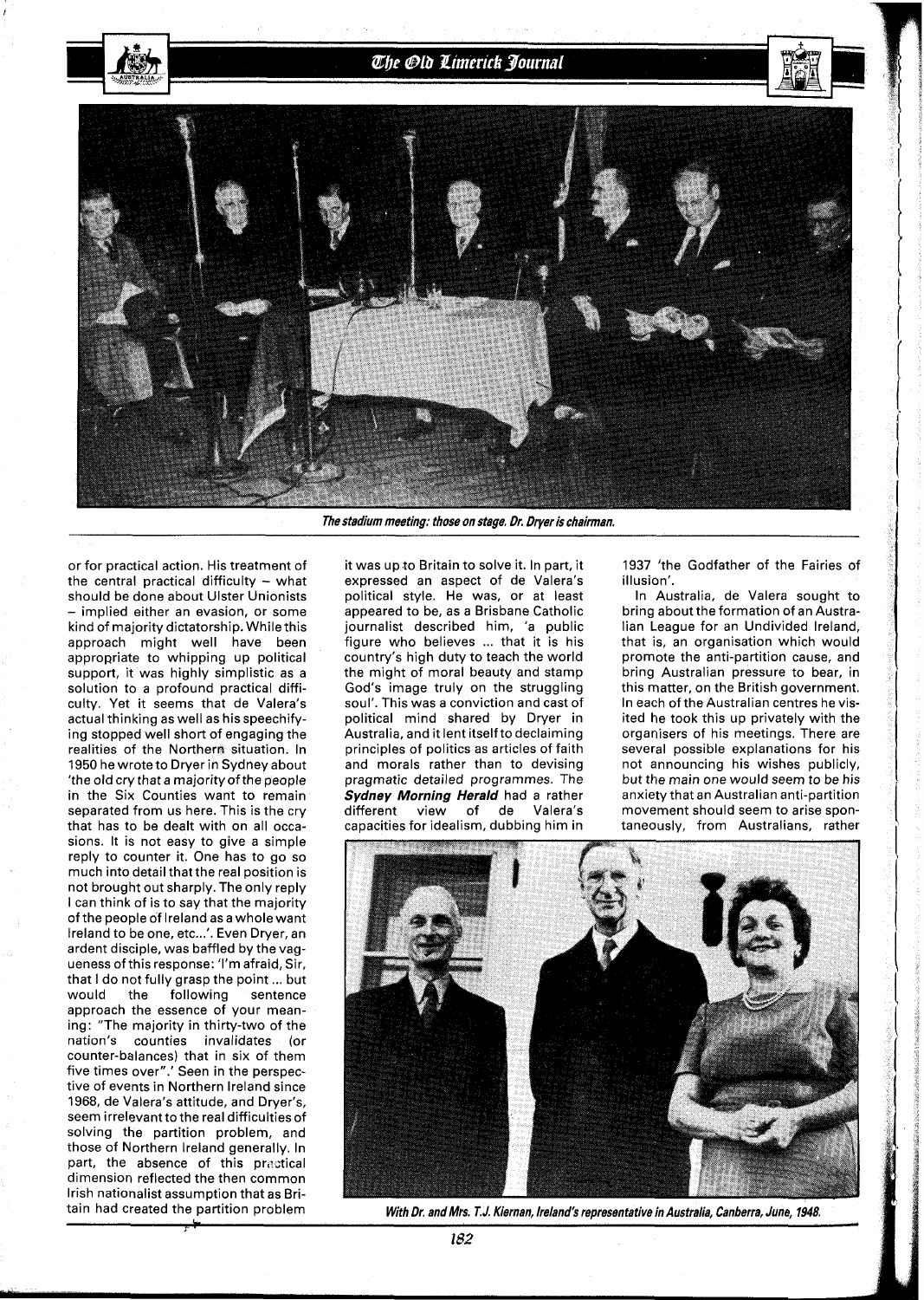*The stadium meeting: those on stage. Dr. Dryer is chairman.*

or for practical action. His treatment of the central practical difficulty – what should be done about Ulster Unionists – implied either an evasion, or some kind of majority dictatorship. While this approach might well have been appropriate to whipping up political support, it was highly simplistic as a solution to a profound practical difficulty. Yet it seems that de Valera's actual thinking as well as his speechifying stopped well short of engaging the realities of the Northern situation. In 1950 he wrote to Dryer in Sydney about 'the old cry that a majority of the people in the Six Counties want to remain separated from us here. This is the cry that has to be dealt with on all occasions. It is not easy to give a simple reply to counter it. One has to go so much into detail that the real position is not brought out sharply. The only reply I can think of is to say that the majority of the people of Ireland as a whole want Ireland to be one, etc...'. Even Dryer, an ardent disciple, was baffled by the vagueness of this response: 'I'm afraid, Sir, that I do not fully grasp the point ... but would the following sentence approach the essence of your meaning: "The majority in thirty-two of the nation's counties invalidates (or counter-balances) that in six of them five times over".' Seen in the perspective of events in Northern Ireland since 1968, de Valera's attitude, and Dryer's, seem irrelevant to the real difficulties of solving the partition problem, and those of Northern Ireland generally. In part, the absence of this practical dimension reflected the then common Irish nationalist assumption that as Britain had created the partition problem it was up to Britain to solve it. In part, it expressed an aspect of de Valera's political style. He was, or at least appeared to be, as a Brisbane Catholic journalist described him, 'a public figure who believes ... that it is his country's high duty to teach the world the might of moral beauty and stamp God's image truly on the struggling soul'. This was a conviction and cast of political mind shared by Dryer in Australia, and it lent itself to declaiming principles of politics as articles of faith and morals rather than to devising pragmatic detailed programmes. The ***Sydney Morning Herald*** had a rather different view of de Valera's capacities for idealism, dubbing him in 1937 'the Godfather of the Fairies of illusion'.

In Australia, de Valera sought to bring about the formation of an Australian League for an Undivided Ireland, that is, an organisation which would promote the anti-partition cause, and bring Australian pressure to bear, in this matter, on the British government. In each of the Australian centres he visited he took this up privately with the organisers of his meetings. There are several possible explanations for his not announcing his wishes publicly, but the main one would seem to be his anxiety that an Australian anti-partition movement should seem to arise spontaneously, from Australians, rather

*With Dr. and Mrs. T.J. Kiernan, Ireland's representative in Australia, Canberra, June, 1948.*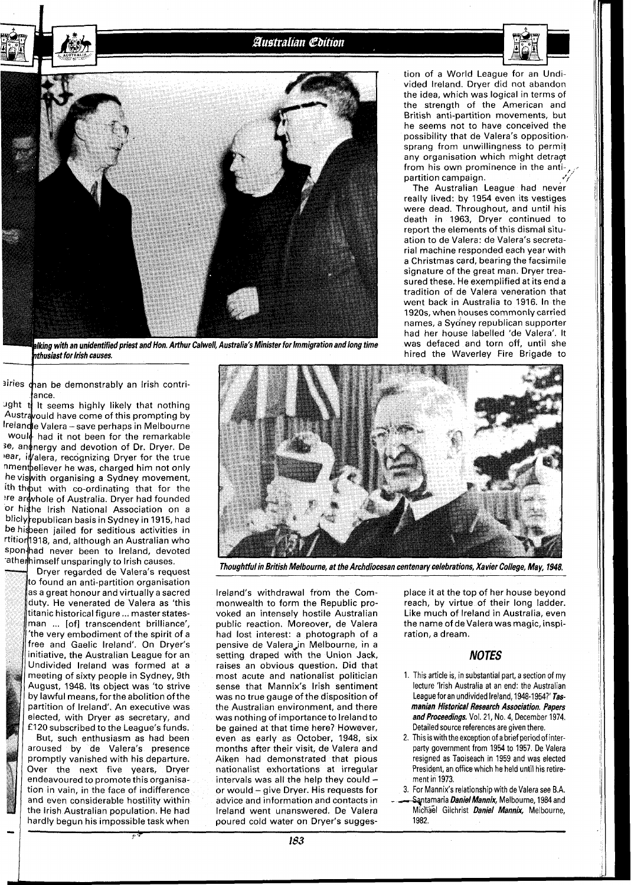...lking with an unidentified priest and Hon. Arthur Calwell, Australia's Minister for Immigration and long time ...nthusiast for Irish causes.

...can be demonstrably an Irish contrivance.

It seems highly likely that nothing would have come of this prompting by de Valera – save perhaps in Melbourne – had it not been for the remarkable energy and devotion of Dr. Dryer. De Valera, recognizing Dryer for the true believer he was, charged him not only with organising a Sydney movement, but with co-ordinating that for the whole of Australia. Dryer had founded the Irish National Association on a republican basis in Sydney in 1915, had been jailed for seditious activities in 1918, and, although an Australian who had never been to Ireland, devoted himself unsparingly to Irish causes.

Dryer regarded de Valera's request to found an anti-partition organisation as a great honour and virtually a sacred duty. He venerated de Valera as 'this titanic historical figure ... master statesman ... [of] transcendent brilliance', 'the very embodiment of the spirit of a free and Gaelic Ireland'. On Dryer's initiative, the Australian League for an Undivided Ireland was formed at a meeting of sixty people in Sydney, 9th August, 1948. Its object was 'to strive by lawful means, for the abolition of the partition of Ireland'. An executive was elected, with Dryer as secretary, and £120 subscribed to the League's funds.

But, such enthusiasm as had been aroused by de Valera's presence promptly vanished with his departure. Over the next five years, Dryer endeavoured to promote this organisation in vain, in the face of indifference and even considerable hostility within the Irish Australian population. He had hardly begun his impossible task when Ireland's withdrawal from the Commonwealth to form the Republic provoked an intensely hostile Australian public reaction. Moreover, de Valera had lost interest: a photograph of a pensive de Valera in Melbourne, in a setting draped with the Union Jack, raises an obvious question. Did that most acute and nationalist politician sense that Mannix's Irish sentiment was no true gauge of the disposition of the Australian environment, and there was nothing of importance to Ireland to be gained at that time here? However, even as early as October, 1948, six months after their visit, de Valera and Aiken had demonstrated that pious nationalist exhortations at irregular intervals was all the help they could – or would – give Dryer. His requests for advice and information and contacts in Ireland went unanswered. De Valera poured cold water on Dryer's suggestion of a World League for an Undivided Ireland. Dryer did not abandon the idea, which was logical in terms of the strength of the American and British anti-partition movements, but he seems not to have conceived the possibility that de Valera's opposition sprang from unwillingness to permit any organisation which might detract from his own prominence in the anti-partition campaign.

The Australian League had never really lived: by 1954 even its vestiges were dead. Throughout, and until his death in 1963, Dryer continued to report the elements of this dismal situation to de Valera: de Valera's secretarial machine responded each year with a Christmas card, bearing the facsimile signature of the great man. Dryer treasured these. He exemplified at its end a tradition of de Valera veneration that went back in Australia to 1916. In the 1920s, when houses commonly carried names, a Sydney republican supporter had her house labelled 'de Valera'. It was defaced and torn off, until she hired the Waverley Fire Brigade to place it at the top of her house beyond reach, by virtue of their long ladder. Like much of Ireland in Australia, even the name of de Valera was magic, inspiration, a dream.

*Thoughtful in British Melbourne, at the Archdiocesan centenary celebrations, Xavier College, May, 1948.*

## NOTES

1. This article is, in substantial part, a section of my lecture 'Irish Australia at an end: the Australian League for an undivided Ireland, 1948-1954?' *Tasmanian Historical Research Association. Papers and Proceedings.* Vol. 21, No. 4, December 1974. Detailed source references are given there.
2. This is with the exception of a brief period of inter-party government from 1954 to 1957. De Valera resigned as Taoiseach in 1959 and was elected President, an office which he held until his retirement in 1973.
3. For Mannix's relationship with de Valera see B.A. Santamaria *Daniel Mannix*, Melbourne, 1984 and Michael Gilchrist *Daniel Mannix*, Melbourne, 1982.